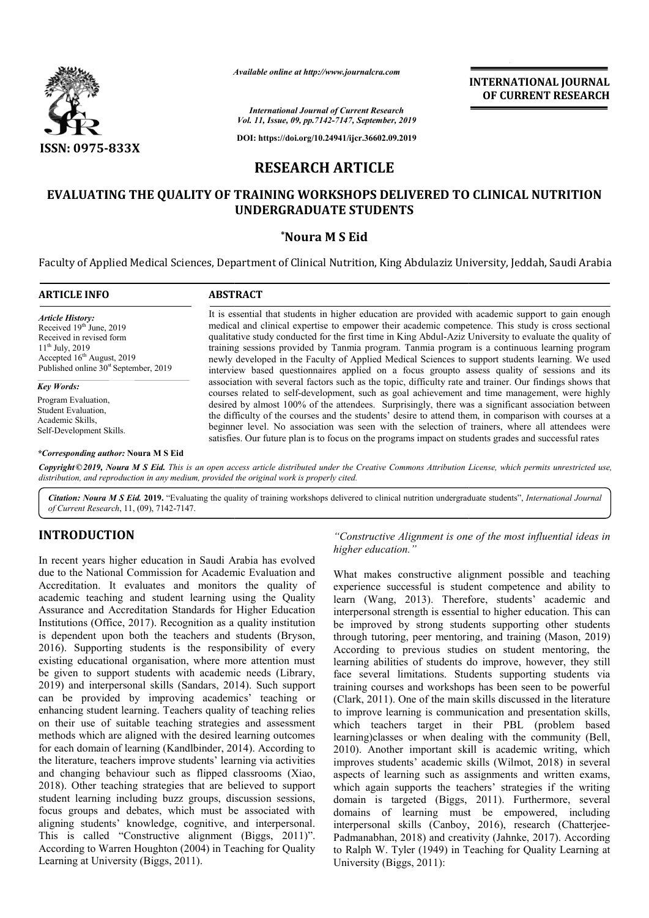# RESEARCH ARTICLE

## EVALUATING THE QUALITY OF TRAINING WORKSHOPS DELIVERED TO CLINICAL NUTRITION UNDERGRADUATE STUDENTS

**\*Noura M S Eid**

Faculty of Applied Medical Sciences, Department of Clinical Nutrition, King Abdulaziz University, Jeddah, Saudi Arabia

**ARTICLE INFO**

*Article History:*
Received 19th June, 2019
Received in revised form
11th July, 2019
Accepted 16th August, 2019
Published online 30st September, 2019

*Key Words:*
Program Evaluation,
Student Evaluation,
Academic Skills,
Self-Development Skills.

**\*Corresponding author: Noura M S Eid**

**ABSTRACT**

It is essential that students in higher education are provided with academic support to gain enough medical and clinical expertise to empower their academic competence. This study is cross sectional qualitative study conducted for the first time in King Abdul-Aziz University to evaluate the quality of training sessions provided by Tanmia program. Tanmia program is a continuous learning program newly developed in the Faculty of Applied Medical Sciences to support students learning. We used interview based questionnaires applied on a focus groupto assess quality of sessions and its association with several factors such as the topic, difficulty rate and trainer. Our findings shows that courses related to self-development, such as goal achievement and time management, were highly desired by almost 100% of the attendees. Surprisingly, there was a significant association between the difficulty of the courses and the students' desire to attend them, in comparison with courses at a beginner level. No association was seen with the selection of trainers, where all attendees were satisfies. Our future plan is to focus on the programs impact on students grades and successful rates

*Copyright©2019, Noura M S Eid. This is an open access article distributed under the Creative Commons Attribution License, which permits unrestricted use, distribution, and reproduction in any medium, provided the original work is properly cited.*

***Citation: Noura M S Eid.* 2019.** "Evaluating the quality of training workshops delivered to clinical nutrition undergraduate students", *International Journal of Current Research*, 11, (09), 7142-7147.

## INTRODUCTION

In recent years higher education in Saudi Arabia has evolved due to the National Commission for Academic Evaluation and Accreditation. It evaluates and monitors the quality of academic teaching and student learning using the Quality Assurance and Accreditation Standards for Higher Education Institutions (Office, 2017). Recognition as a quality institution is dependent upon both the teachers and students (Bryson, 2016). Supporting students is the responsibility of every existing educational organisation, where more attention must be given to support students with academic needs (Library, 2019) and interpersonal skills (Sandars, 2014). Such support can be provided by improving academics' teaching or enhancing student learning. Teachers quality of teaching relies on their use of suitable teaching strategies and assessment methods which are aligned with the desired learning outcomes for each domain of learning (Kandlbinder, 2014). According to the literature, teachers improve students' learning via activities and changing behaviour such as flipped classrooms (Xiao, 2018). Other teaching strategies that are believed to support student learning including buzz groups, discussion sessions, focus groups and debates, which must be associated with aligning students' knowledge, cognitive, and interpersonal. This is called "Constructive alignment (Biggs, 2011)". According to Warren Houghton (2004) in Teaching for Quality Learning at University (Biggs, 2011).

*"Constructive Alignment is one of the most influential ideas in higher education."*

What makes constructive alignment possible and teaching experience successful is student competence and ability to learn (Wang, 2013). Therefore, students' academic and interpersonal strength is essential to higher education. This can be improved by strong students supporting other students through tutoring, peer mentoring, and training (Mason, 2019) According to previous studies on student mentoring, the learning abilities of students do improve, however, they still face several limitations. Students supporting students via training courses and workshops has been seen to be powerful (Clark, 2011). One of the main skills discussed in the literature to improve learning is communication and presentation skills, which teachers target in their PBL (problem based learning)classes or when dealing with the community (Bell, 2010). Another important skill is academic writing, which improves students' academic skills (Wilmot, 2018) in several aspects of learning such as assignments and written exams, which again supports the teachers' strategies if the writing domain is targeted (Biggs, 2011). Furthermore, several domains of learning must be empowered, including interpersonal skills (Canboy, 2016), research (Chatterjee-Padmanabhan, 2018) and creativity (Jahnke, 2017). According to Ralph W. Tyler (1949) in Teaching for Quality Learning at University (Biggs, 2011):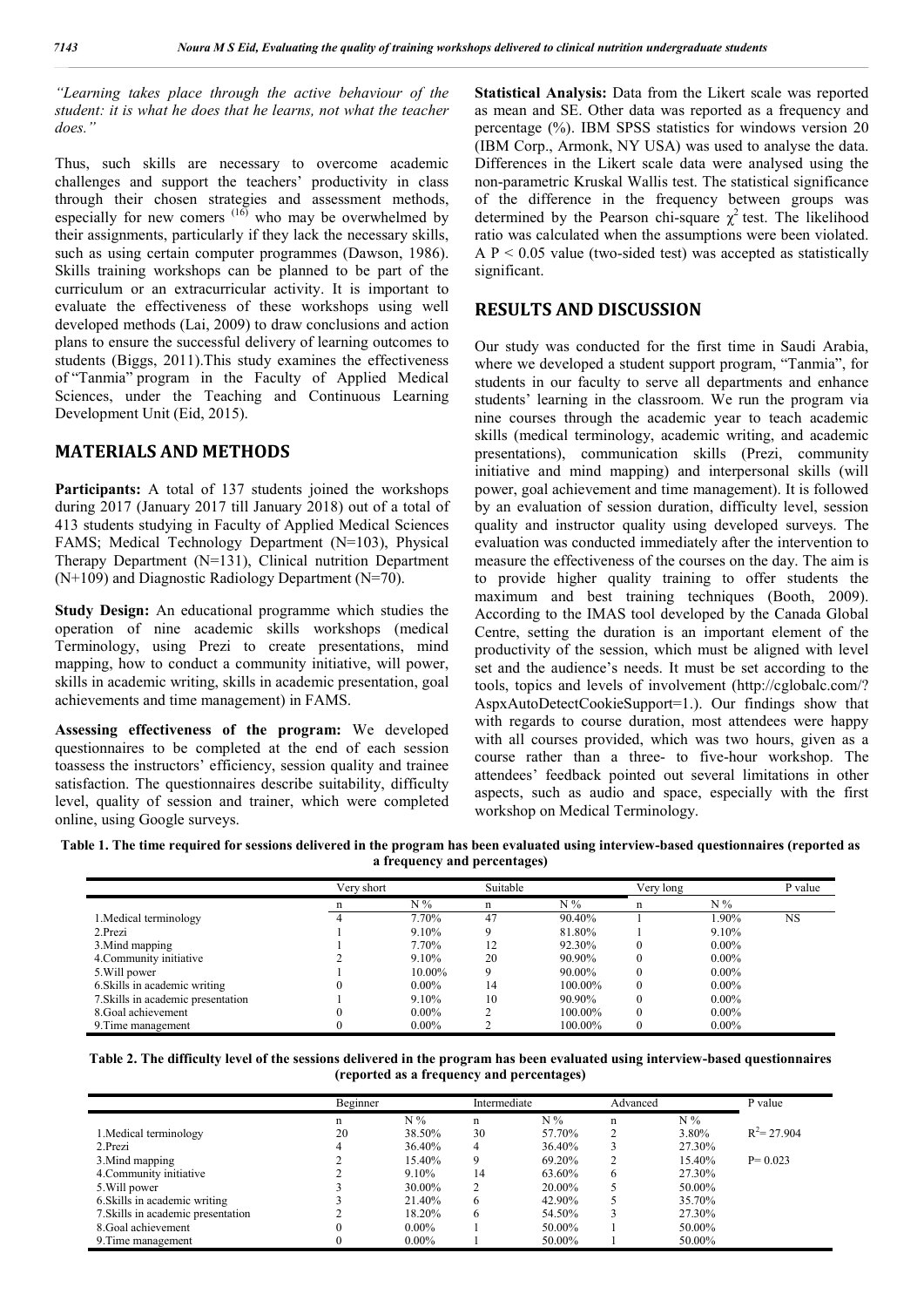*"Learning takes place through the active behaviour of the student: it is what he does that he learns, not what the teacher does."*

Thus, such skills are necessary to overcome academic challenges and support the teachers' productivity in class through their chosen strategies and assessment methods, especially for new comers [16] who may be overwhelmed by their assignments, particularly if they lack the necessary skills, such as using certain computer programmes (Dawson, 1986). Skills training workshops can be planned to be part of the curriculum or an extracurricular activity. It is important to evaluate the effectiveness of these workshops using well developed methods (Lai, 2009) to draw conclusions and action plans to ensure the successful delivery of learning outcomes to students (Biggs, 2011).This study examines the effectiveness of "Tanmia" program in the Faculty of Applied Medical Sciences, under the Teaching and Continuous Learning Development Unit (Eid, 2015).

## MATERIALS AND METHODS

**Participants:** A total of 137 students joined the workshops during 2017 (January 2017 till January 2018) out of a total of 413 students studying in Faculty of Applied Medical Sciences FAMS; Medical Technology Department (N=103), Physical Therapy Department (N=131), Clinical nutrition Department (N+109) and Diagnostic Radiology Department (N=70).

**Study Design:** An educational programme which studies the operation of nine academic skills workshops (medical Terminology, using Prezi to create presentations, mind mapping, how to conduct a community initiative, will power, skills in academic writing, skills in academic presentation, goal achievements and time management) in FAMS.

**Assessing effectiveness of the program:** We developed questionnaires to be completed at the end of each session toassess the instructors' efficiency, session quality and trainee satisfaction. The questionnaires describe suitability, difficulty level, quality of session and trainer, which were completed online, using Google surveys.

**Statistical Analysis:** Data from the Likert scale was reported as mean and SE. Other data was reported as a frequency and percentage (%). IBM SPSS statistics for windows version 20 (IBM Corp., Armonk, NY USA) was used to analyse the data. Differences in the Likert scale data were analysed using the non-parametric Kruskal Wallis test. The statistical significance of the difference in the frequency between groups was determined by the Pearson chi-square $\chi^2$ test. The likelihood ratio was calculated when the assumptions were been violated. A $P < 0.05$ value (two-sided test) was accepted as statistically significant.

## RESULTS AND DISCUSSION

Our study was conducted for the first time in Saudi Arabia, where we developed a student support program, "Tanmia", for students in our faculty to serve all departments and enhance students' learning in the classroom. We run the program via nine courses through the academic year to teach academic skills (medical terminology, academic writing, and academic presentations), communication skills (Prezi, community initiative and mind mapping) and interpersonal skills (will power, goal achievement and time management). It is followed by an evaluation of session duration, difficulty level, session quality and instructor quality using developed surveys. The evaluation was conducted immediately after the intervention to measure the effectiveness of the courses on the day. The aim is to provide higher quality training to offer students the maximum and best training techniques (Booth, 2009). According to the IMAS tool developed by the Canada Global Centre, setting the duration is an important element of the productivity of the session, which must be aligned with level set and the audience's needs. It must be set according to the tools, topics and levels of involvement (http://cglobalc.com/?AspxAutoDetectCookieSupport=1.). Our findings show that with regards to course duration, most attendees were happy with all courses provided, which was two hours, given as a course rather than a three- to five-hour workshop. The attendees' feedback pointed out several limitations in other aspects, such as audio and space, especially with the first workshop on Medical Terminology.

**Table 1. The time required for sessions delivered in the program has been evaluated using interview-based questionnaires (reported as a frequency and percentages)**

| | Very short | | Suitable | | Very long | | P value |
|---|---|---|---|---|---|---|---|
| | n | N % | n | N % | n | N % | |
| 1.Medical terminology | 4 | 7.70% | 47 | 90.40% | 1 | 1.90% | NS |
| 2.Prezi | 1 | 9.10% | 9 | 81.80% | 1 | 9.10% | |
| 3.Mind mapping | 1 | 7.70% | 12 | 92.30% | 0 | 0.00% | |
| 4.Community initiative | 2 | 9.10% | 20 | 90.90% | 0 | 0.00% | |
| 5.Will power | 1 | 10.00% | 9 | 90.00% | 0 | 0.00% | |
| 6.Skills in academic writing | 0 | 0.00% | 14 | 100.00% | 0 | 0.00% | |
| 7.Skills in academic presentation | 1 | 9.10% | 10 | 90.90% | 0 | 0.00% | |
| 8.Goal achievement | 0 | 0.00% | 2 | 100.00% | 0 | 0.00% | |
| 9.Time management | 0 | 0.00% | 2 | 100.00% | 0 | 0.00% | |

**Table 2. The difficulty level of the sessions delivered in the program has been evaluated using interview-based questionnaires (reported as a frequency and percentages)**

| | Beginner | | Intermediate | | Advanced | | P value |
|---|---|---|---|---|---|---|---|
| | n | N % | n | N % | n | N % | |
| 1.Medical terminology | 20 | 38.50% | 30 | 57.70% | 2 | 3.80% | $R^2$= 27.904 |
| 2.Prezi | 4 | 36.40% | 4 | 36.40% | 3 | 27.30% | |
| 3.Mind mapping | 2 | 15.40% | 9 | 69.20% | 2 | 15.40% | P= 0.023 |
| 4.Community initiative | 2 | 9.10% | 14 | 63.60% | 6 | 27.30% | |
| 5.Will power | 3 | 30.00% | 2 | 20.00% | 5 | 50.00% | |
| 6.Skills in academic writing | 3 | 21.40% | 6 | 42.90% | 5 | 35.70% | |
| 7.Skills in academic presentation | 2 | 18.20% | 6 | 54.50% | 3 | 27.30% | |
| 8.Goal achievement | 0 | 0.00% | 1 | 50.00% | 1 | 50.00% | |
| 9.Time management | 0 | 0.00% | 1 | 50.00% | 1 | 50.00% | |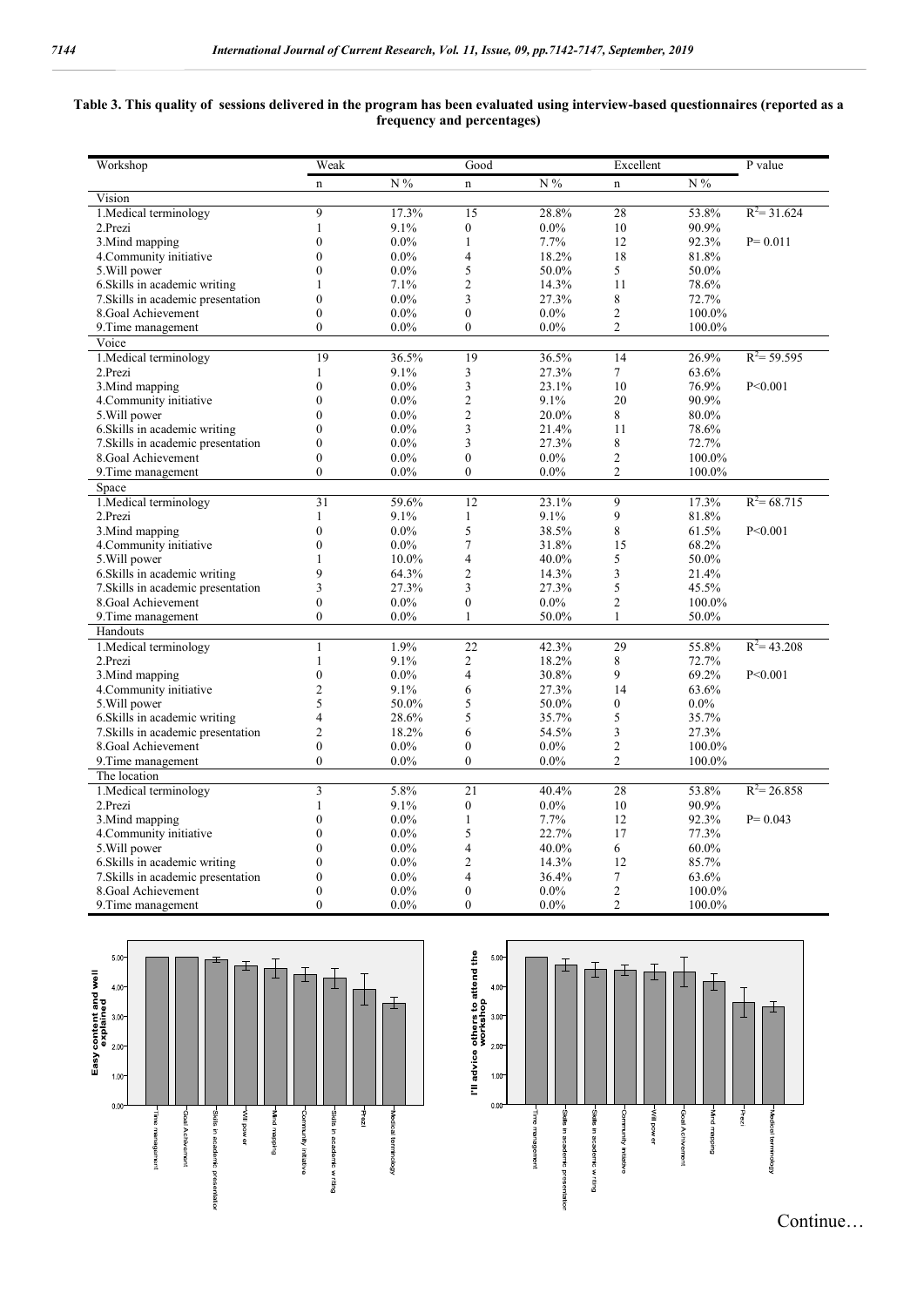**Table 3. This quality of sessions delivered in the program has been evaluated using interview-based questionnaires (reported as a frequency and percentages)**

| Workshop | Weak | | Good | | Excellent | | P value |
|---|---|---|---|---|---|---|---|
| | n | N % | n | N % | n | N % | |
| Vision | | | | | | | |
| 1.Medical terminology | 9 | 17.3% | 15 | 28.8% | 28 | 53.8% | $R^2$= 31.624 |
| 2.Prezi | 1 | 9.1% | 0 | 0.0% | 10 | 90.9% | |
| 3.Mind mapping | 0 | 0.0% | 1 | 7.7% | 12 | 92.3% | P= 0.011 |
| 4.Community initiative | 0 | 0.0% | 4 | 18.2% | 18 | 81.8% | |
| 5.Will power | 0 | 0.0% | 5 | 50.0% | 5 | 50.0% | |
| 6.Skills in academic writing | 1 | 7.1% | 2 | 14.3% | 11 | 78.6% | |
| 7.Skills in academic presentation | 0 | 0.0% | 3 | 27.3% | 8 | 72.7% | |
| 8.Goal Achievement | 0 | 0.0% | 0 | 0.0% | 2 | 100.0% | |
| 9.Time management | 0 | 0.0% | 0 | 0.0% | 2 | 100.0% | |
| Voice | | | | | | | |
| 1.Medical terminology | 19 | 36.5% | 19 | 36.5% | 14 | 26.9% | $R^2$= 59.595 |
| 2.Prezi | 1 | 9.1% | 3 | 27.3% | 7 | 63.6% | |
| 3.Mind mapping | 0 | 0.0% | 3 | 23.1% | 10 | 76.9% | P<0.001 |
| 4.Community initiative | 0 | 0.0% | 2 | 9.1% | 20 | 90.9% | |
| 5.Will power | 0 | 0.0% | 2 | 20.0% | 8 | 80.0% | |
| 6.Skills in academic writing | 0 | 0.0% | 3 | 21.4% | 11 | 78.6% | |
| 7.Skills in academic presentation | 0 | 0.0% | 3 | 27.3% | 8 | 72.7% | |
| 8.Goal Achievement | 0 | 0.0% | 0 | 0.0% | 2 | 100.0% | |
| 9.Time management | 0 | 0.0% | 0 | 0.0% | 2 | 100.0% | |
| Space | | | | | | | |
| 1.Medical terminology | 31 | 59.6% | 12 | 23.1% | 9 | 17.3% | $R^2$= 68.715 |
| 2.Prezi | 1 | 9.1% | 1 | 9.1% | 9 | 81.8% | |
| 3.Mind mapping | 0 | 0.0% | 5 | 38.5% | 8 | 61.5% | P<0.001 |
| 4.Community initiative | 0 | 0.0% | 7 | 31.8% | 15 | 68.2% | |
| 5.Will power | 1 | 10.0% | 4 | 40.0% | 5 | 50.0% | |
| 6.Skills in academic writing | 9 | 64.3% | 2 | 14.3% | 3 | 21.4% | |
| 7.Skills in academic presentation | 3 | 27.3% | 3 | 27.3% | 5 | 45.5% | |
| 8.Goal Achievement | 0 | 0.0% | 0 | 0.0% | 2 | 100.0% | |
| 9.Time management | 0 | 0.0% | 1 | 50.0% | 1 | 50.0% | |
| Handouts | | | | | | | |
| 1.Medical terminology | 1 | 1.9% | 22 | 42.3% | 29 | 55.8% | $R^2$= 43.208 |
| 2.Prezi | 1 | 9.1% | 2 | 18.2% | 8 | 72.7% | |
| 3.Mind mapping | 0 | 0.0% | 4 | 30.8% | 9 | 69.2% | P<0.001 |
| 4.Community initiative | 2 | 9.1% | 6 | 27.3% | 14 | 63.6% | |
| 5.Will power | 5 | 50.0% | 5 | 50.0% | 0 | 0.0% | |
| 6.Skills in academic writing | 4 | 28.6% | 5 | 35.7% | 5 | 35.7% | |
| 7.Skills in academic presentation | 2 | 18.2% | 6 | 54.5% | 3 | 27.3% | |
| 8.Goal Achievement | 0 | 0.0% | 0 | 0.0% | 2 | 100.0% | |
| 9.Time management | 0 | 0.0% | 0 | 0.0% | 2 | 100.0% | |
| The location | | | | | | | |
| 1.Medical terminology | 3 | 5.8% | 21 | 40.4% | 28 | 53.8% | $R^2$= 26.858 |
| 2.Prezi | 1 | 9.1% | 0 | 0.0% | 10 | 90.9% | |
| 3.Mind mapping | 0 | 0.0% | 1 | 7.7% | 12 | 92.3% | P= 0.043 |
| 4.Community initiative | 0 | 0.0% | 5 | 22.7% | 17 | 77.3% | |
| 5.Will power | 0 | 0.0% | 4 | 40.0% | 6 | 60.0% | |
| 6.Skills in academic writing | 0 | 0.0% | 2 | 14.3% | 12 | 85.7% | |
| 7.Skills in academic presentation | 0 | 0.0% | 4 | 36.4% | 7 | 63.6% | |
| 8.Goal Achievement | 0 | 0.0% | 0 | 0.0% | 2 | 100.0% | |
| 9.Time management | 0 | 0.0% | 0 | 0.0% | 2 | 100.0% | |

Continue…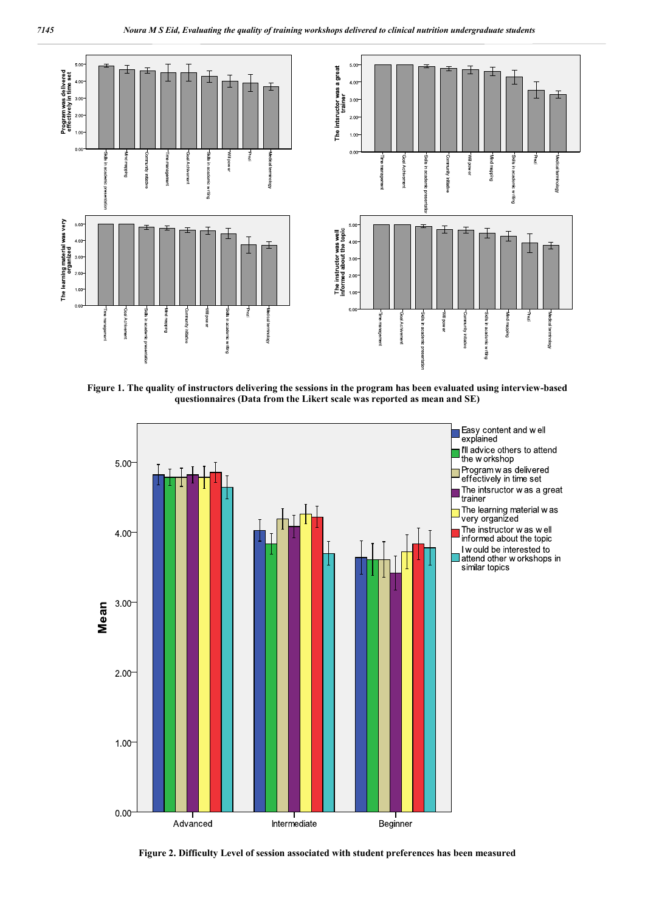Figure 1. The quality of instructors delivering the sessions in the program has been evaluated using interview-based questionnaires (Data from the Likert scale was reported as mean and SE)

Figure 2. Difficulty Level of session associated with student preferences has been measured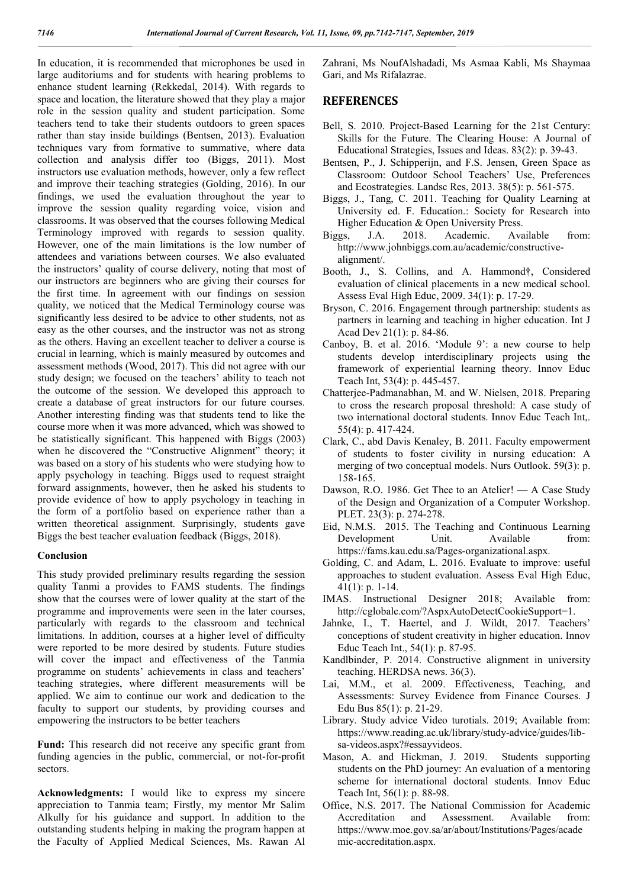In education, it is recommended that microphones be used in large auditoriums and for students with hearing problems to enhance student learning (Rekkedal, 2014). With regards to space and location, the literature showed that they play a major role in the session quality and student participation. Some teachers tend to take their students outdoors to green spaces rather than stay inside buildings (Bentsen, 2013). Evaluation techniques vary from formative to summative, where data collection and analysis differ too (Biggs, 2011). Most instructors use evaluation methods, however, only a few reflect and improve their teaching strategies (Golding, 2016). In our findings, we used the evaluation throughout the year to improve the session quality regarding voice, vision and classrooms. It was observed that the courses following Medical Terminology improved with regards to session quality. However, one of the main limitations is the low number of attendees and variations between courses. We also evaluated the instructors' quality of course delivery, noting that most of our instructors are beginners who are giving their courses for the first time. In agreement with our findings on session quality, we noticed that the Medical Terminology course was significantly less desired to be advice to other students, not as easy as the other courses, and the instructor was not as strong as the others. Having an excellent teacher to deliver a course is crucial in learning, which is mainly measured by outcomes and assessment methods (Wood, 2017). This did not agree with our study design; we focused on the teachers' ability to teach not the outcome of the session. We developed this approach to create a database of great instructors for our future courses. Another interesting finding was that students tend to like the course more when it was more advanced, which was showed to be statistically significant. This happened with Biggs (2003) when he discovered the "Constructive Alignment" theory; it was based on a story of his students who were studying how to apply psychology in teaching. Biggs used to request straight forward assignments, however, then he asked his students to provide evidence of how to apply psychology in teaching in the form of a portfolio based on experience rather than a written theoretical assignment. Surprisingly, students gave Biggs the best teacher evaluation feedback (Biggs, 2018).

### Conclusion

This study provided preliminary results regarding the session quality Tanmi a provides to FAMS students. The findings show that the courses were of lower quality at the start of the programme and improvements were seen in the later courses, particularly with regards to the classroom and technical limitations. In addition, courses at a higher level of difficulty were reported to be more desired by students. Future studies will cover the impact and effectiveness of the Tanmia programme on students' achievements in class and teachers' teaching strategies, where different measurements will be applied. We aim to continue our work and dedication to the faculty to support our students, by providing courses and empowering the instructors to be better teachers

**Fund:** This research did not receive any specific grant from funding agencies in the public, commercial, or not-for-profit sectors.

**Acknowledgments:** I would like to express my sincere appreciation to Tanmia team; Firstly, my mentor Mr Salim Alkully for his guidance and support. In addition to the outstanding students helping in making the program happen at the Faculty of Applied Medical Sciences, Ms. Rawan Al Zahrani, Ms NoufAlshadadi, Ms Asmaa Kabli, Ms Shaymaa Gari, and Ms Rifalazrae.

## REFERENCES

Bell, S. 2010. Project-Based Learning for the 21st Century: Skills for the Future. The Clearing House: A Journal of Educational Strategies, Issues and Ideas. 83(2): p. 39-43.

Bentsen, P., J. Schipperijn, and F.S. Jensen, Green Space as Classroom: Outdoor School Teachers' Use, Preferences and Ecostrategies. Landsc Res, 2013. 38(5): p. 561-575.

Biggs, J., Tang, C. 2011. Teaching for Quality Learning at University ed. F. Education.: Society for Research into Higher Education & Open University Press.

Biggs, J.A. 2018. Academic. Available from: http://www.johnbiggs.com.au/academic/constructive-alignment/.

Booth, J., S. Collins, and A. Hammond†, Considered evaluation of clinical placements in a new medical school. Assess Eval High Educ, 2009. 34(1): p. 17-29.

Bryson, C. 2016. Engagement through partnership: students as partners in learning and teaching in higher education. Int J Acad Dev 21(1): p. 84-86.

Canboy, B. et al. 2016. 'Module 9': a new course to help students develop interdisciplinary projects using the framework of experiential learning theory. Innov Educ Teach Int, 53(4): p. 445-457.

Chatterjee-Padmanabhan, M. and W. Nielsen, 2018. Preparing to cross the research proposal threshold: A case study of two international doctoral students. Innov Educ Teach Int,. 55(4): p. 417-424.

Clark, C., abd Davis Kenaley, B. 2011. Faculty empowerment of students to foster civility in nursing education: A merging of two conceptual models. Nurs Outlook. 59(3): p. 158-165.

Dawson, R.O. 1986. Get Thee to an Atelier! — A Case Study of the Design and Organization of a Computer Workshop. PLET. 23(3): p. 274-278.

Eid, N.M.S. 2015. The Teaching and Continuous Learning Development Unit. Available from: https://fams.kau.edu.sa/Pages-organizational.aspx.

Golding, C. and Adam, L. 2016. Evaluate to improve: useful approaches to student evaluation. Assess Eval High Educ, 41(1): p. 1-14.

IMAS. Instructional Designer 2018; Available from: http://cglobalc.com/?AspxAutoDetectCookieSupport=1.

Jahnke, I., T. Haertel, and J. Wildt, 2017. Teachers' conceptions of student creativity in higher education. Innov Educ Teach Int., 54(1): p. 87-95.

Kandlbinder, P. 2014. Constructive alignment in university teaching. HERDSA news. 36(3).

Lai, M.M., et al. 2009. Effectiveness, Teaching, and Assessments: Survey Evidence from Finance Courses. J Edu Bus 85(1): p. 21-29.

Library. Study advice Video turotials. 2019; Available from: https://www.reading.ac.uk/library/study-advice/guides/lib-sa-videos.aspx?#essayvideos.

Mason, A. and Hickman, J. 2019. Students supporting students on the PhD journey: An evaluation of a mentoring scheme for international doctoral students. Innov Educ Teach Int, 56(1): p. 88-98.

Office, N.S. 2017. The National Commission for Academic Accreditation and Assessment. Available from: https://www.moe.gov.sa/ar/about/Institutions/Pages/academic-accreditation.aspx.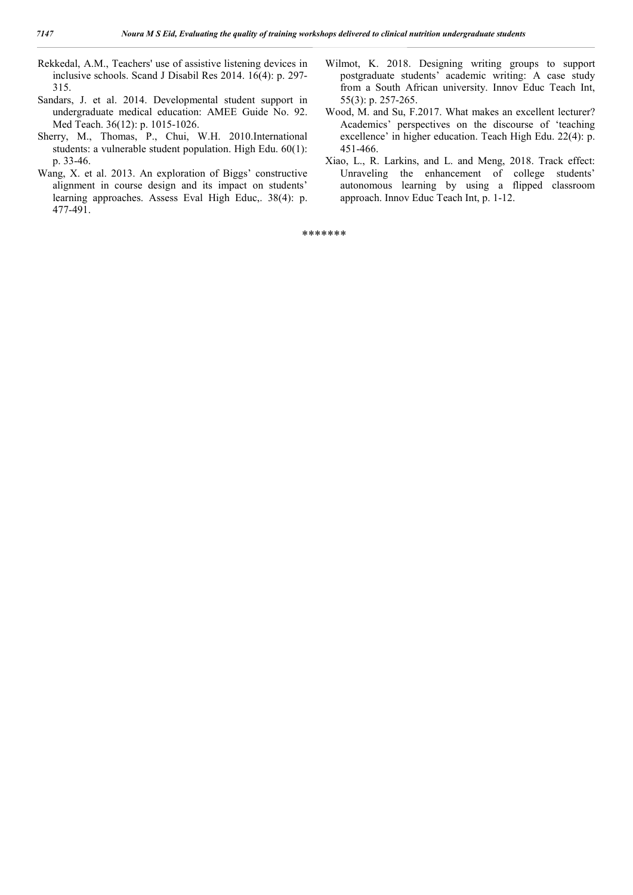Rekkedal, A.M., Teachers' use of assistive listening devices in inclusive schools. Scand J Disabil Res 2014. 16(4): p. 297-315.

Sandars, J. et al. 2014. Developmental student support in undergraduate medical education: AMEE Guide No. 92. Med Teach. 36(12): p. 1015-1026.

Sherry, M., Thomas, P., Chui, W.H. 2010.International students: a vulnerable student population. High Edu. 60(1): p. 33-46.

Wang, X. et al. 2013. An exploration of Biggs' constructive alignment in course design and its impact on students' learning approaches. Assess Eval High Educ,. 38(4): p. 477-491.

Wilmot, K. 2018. Designing writing groups to support postgraduate students' academic writing: A case study from a South African university. Innov Educ Teach Int, 55(3): p. 257-265.

Wood, M. and Su, F.2017. What makes an excellent lecturer? Academics' perspectives on the discourse of 'teaching excellence' in higher education. Teach High Edu. 22(4): p. 451-466.

Xiao, L., R. Larkins, and L. and Meng, 2018. Track effect: Unraveling the enhancement of college students' autonomous learning by using a flipped classroom approach. Innov Educ Teach Int, p. 1-12.

*******